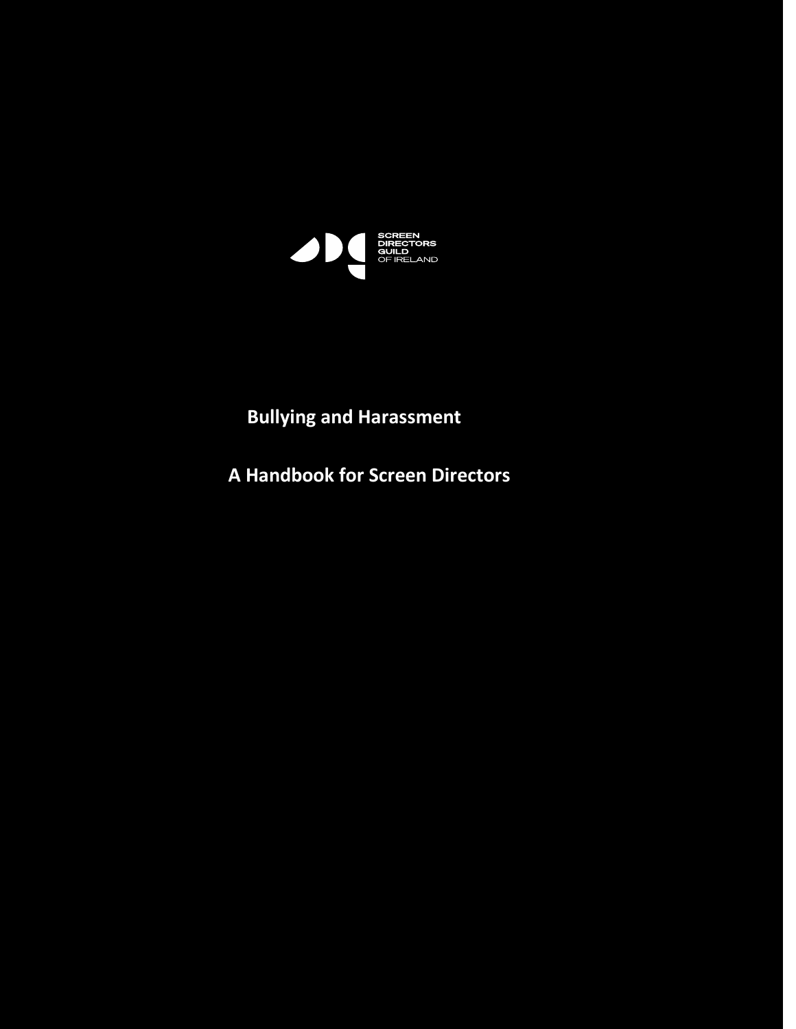SCREEN DIRECTORS GUILD OF IRELAND

# Bullying and Harassment

## A Handbook for Screen Directors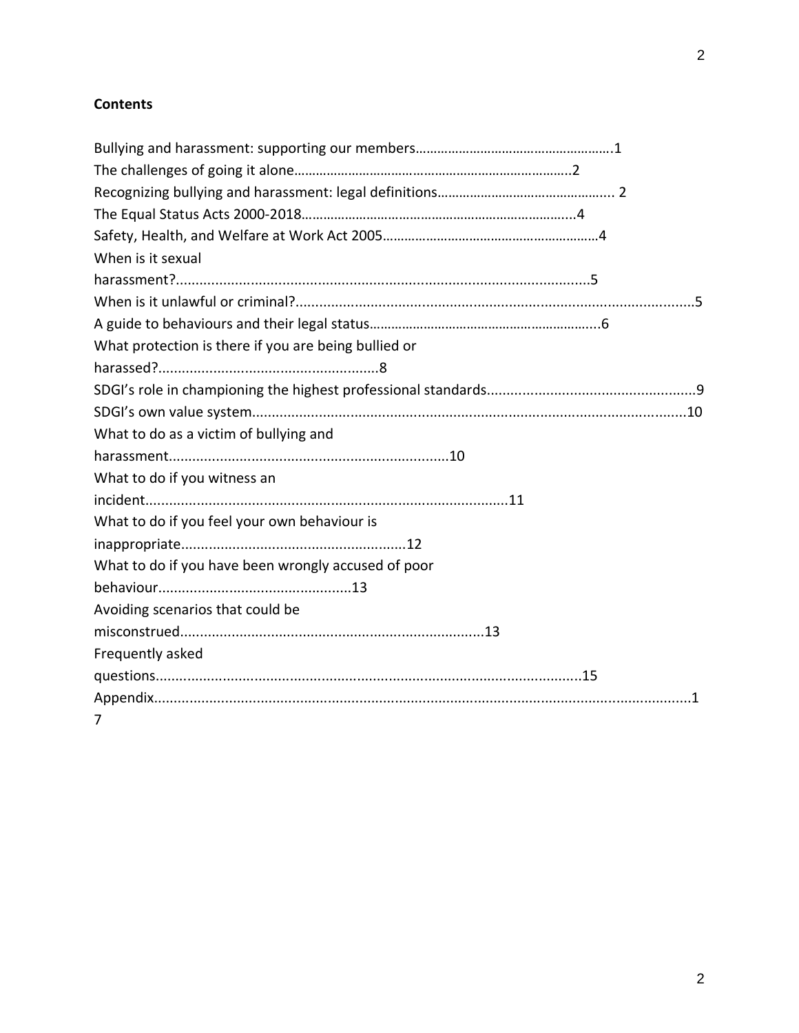**Contents**

Bullying and harassment: supporting our members……………………………………………….1
The challenges of going it alone…………………………………………………………………..2
Recognizing bullying and harassment: legal definitions………………………………………... 2
The Equal Status Acts 2000-2018………………………………………………………………....4
Safety, Health, and Welfare at Work Act 2005……………………………………………………4
When is it sexual harassment?........................................................................................................5
When is it unlawful or criminal?......................................................................................................5
A guide to behaviours and their legal status……………………………………………………...6
What protection is there if you are being bullied or harassed?........................................................8
SDGI's role in championing the highest professional standards......................................................9
SDGI's own value system...............................................................................................................10
What to do as a victim of bullying and harassment.......................................................................10
What to do if you witness an incident............................................................................................11
What to do if you feel your own behaviour is inappropriate.........................................................12
What to do if you have been wrongly accused of poor behaviour.................................................13
Avoiding scenarios that could be misconstrued.............................................................................13
Frequently asked questions.............................................................................................................15
Appendix.........................................................................................................................................17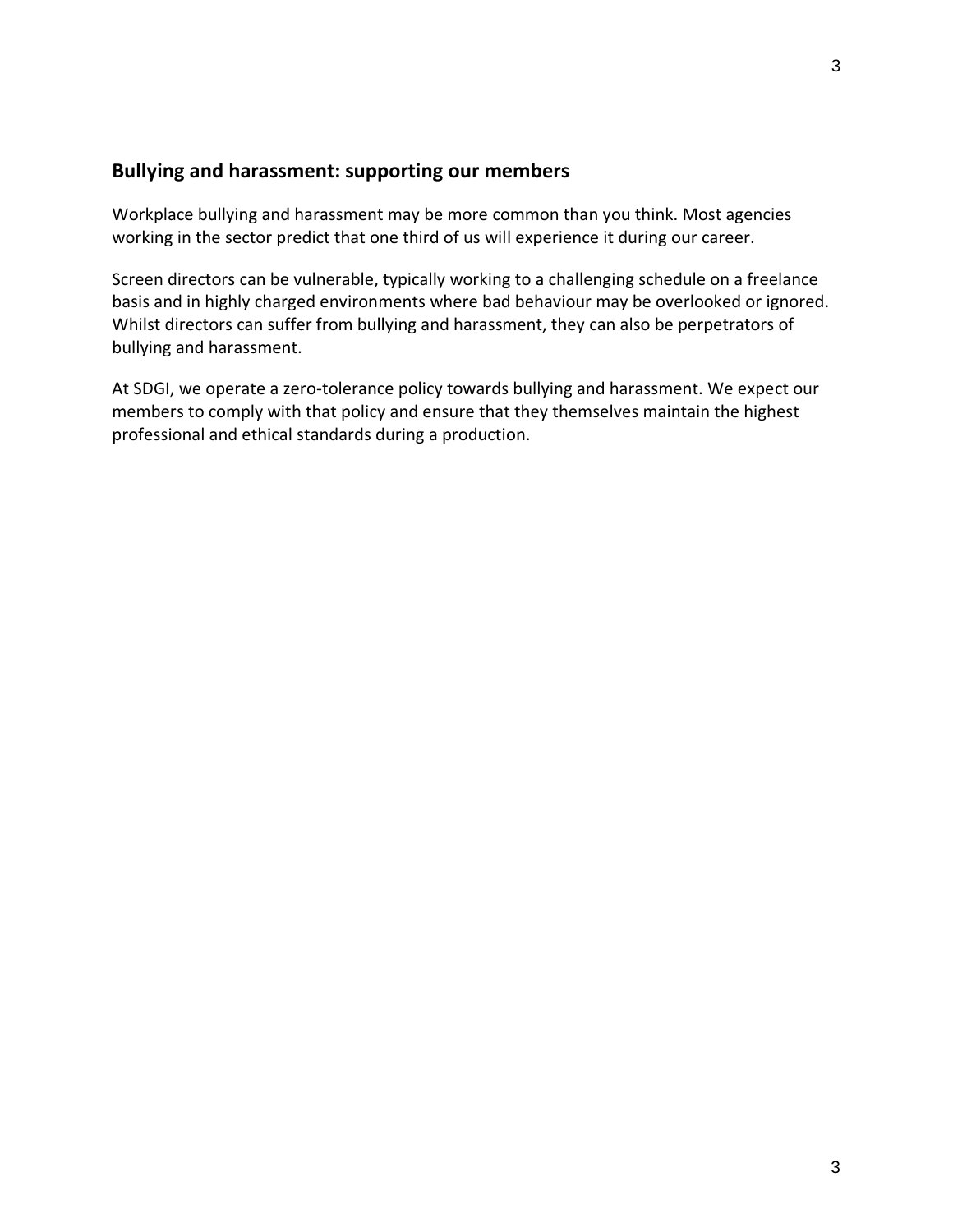## Bullying and harassment: supporting our members

Workplace bullying and harassment may be more common than you think. Most agencies working in the sector predict that one third of us will experience it during our career.

Screen directors can be vulnerable, typically working to a challenging schedule on a freelance basis and in highly charged environments where bad behaviour may be overlooked or ignored. Whilst directors can suffer from bullying and harassment, they can also be perpetrators of bullying and harassment.

At SDGI, we operate a zero-tolerance policy towards bullying and harassment. We expect our members to comply with that policy and ensure that they themselves maintain the highest professional and ethical standards during a production.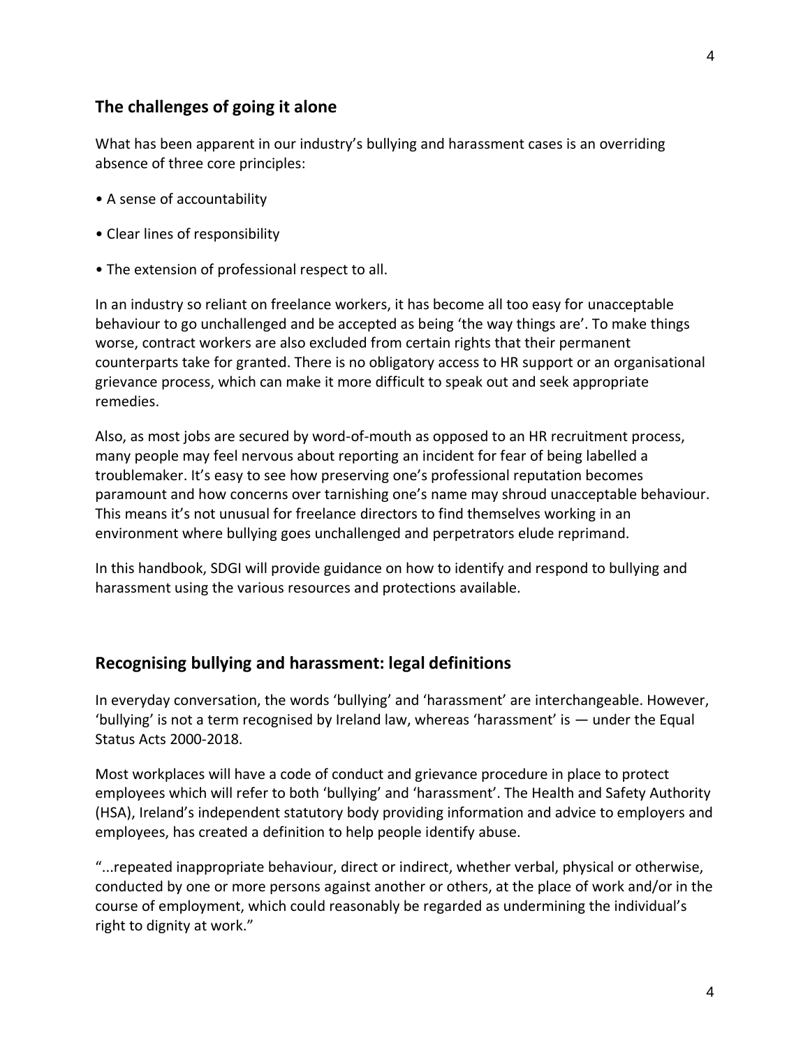## The challenges of going it alone

What has been apparent in our industry's bullying and harassment cases is an overriding absence of three core principles:

- A sense of accountability
- Clear lines of responsibility
- The extension of professional respect to all.

In an industry so reliant on freelance workers, it has become all too easy for unacceptable behaviour to go unchallenged and be accepted as being 'the way things are'. To make things worse, contract workers are also excluded from certain rights that their permanent counterparts take for granted. There is no obligatory access to HR support or an organisational grievance process, which can make it more difficult to speak out and seek appropriate remedies.

Also, as most jobs are secured by word-of-mouth as opposed to an HR recruitment process, many people may feel nervous about reporting an incident for fear of being labelled a troublemaker. It's easy to see how preserving one's professional reputation becomes paramount and how concerns over tarnishing one's name may shroud unacceptable behaviour. This means it's not unusual for freelance directors to find themselves working in an environment where bullying goes unchallenged and perpetrators elude reprimand.

In this handbook, SDGI will provide guidance on how to identify and respond to bullying and harassment using the various resources and protections available.

## Recognising bullying and harassment: legal definitions

In everyday conversation, the words 'bullying' and 'harassment' are interchangeable. However, 'bullying' is not a term recognised by Ireland law, whereas 'harassment' is — under the Equal Status Acts 2000-2018.

Most workplaces will have a code of conduct and grievance procedure in place to protect employees which will refer to both 'bullying' and 'harassment'. The Health and Safety Authority (HSA), Ireland's independent statutory body providing information and advice to employers and employees, has created a definition to help people identify abuse.

"...repeated inappropriate behaviour, direct or indirect, whether verbal, physical or otherwise, conducted by one or more persons against another or others, at the place of work and/or in the course of employment, which could reasonably be regarded as undermining the individual's right to dignity at work."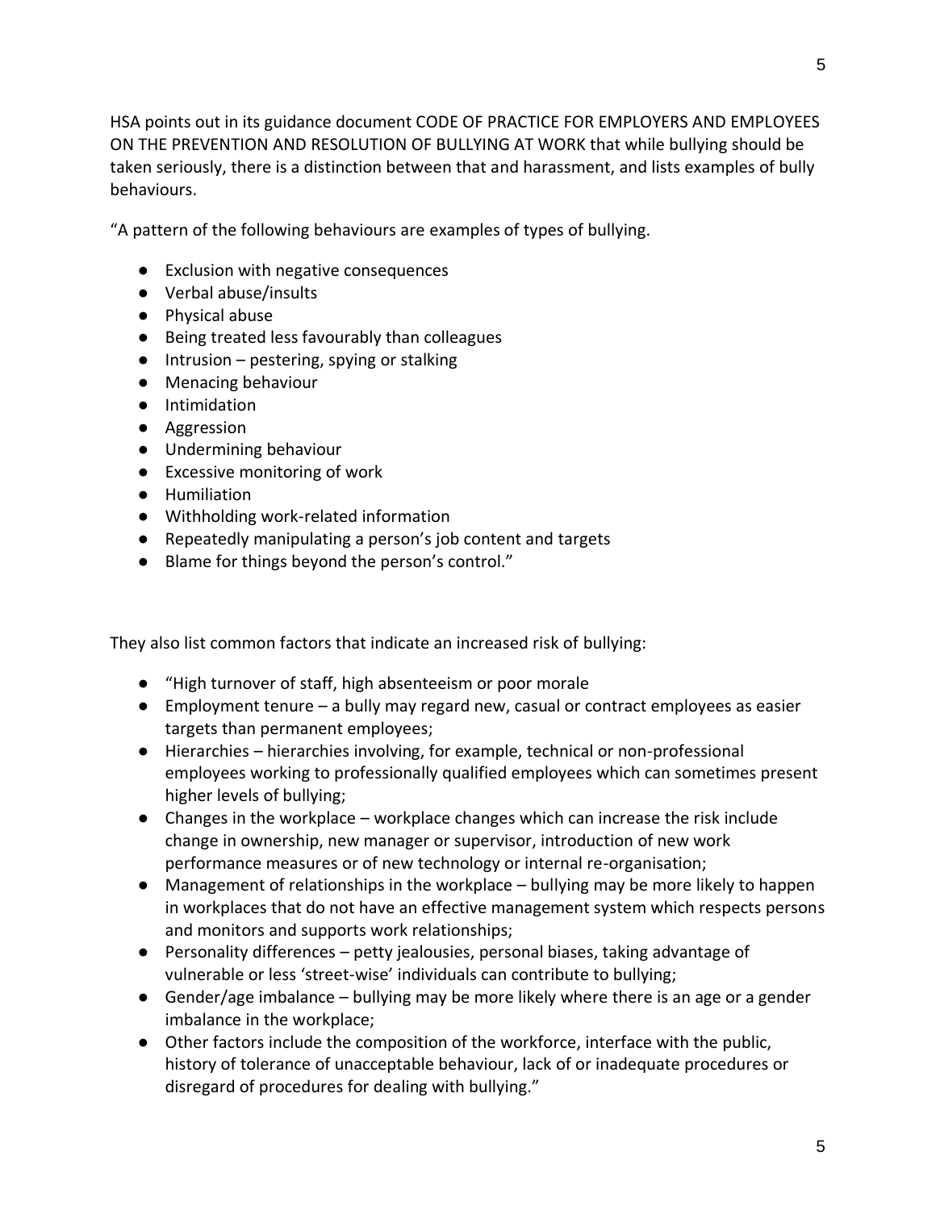HSA points out in its guidance document CODE OF PRACTICE FOR EMPLOYERS AND EMPLOYEES ON THE PREVENTION AND RESOLUTION OF BULLYING AT WORK that while bullying should be taken seriously, there is a distinction between that and harassment, and lists examples of bully behaviours.

"A pattern of the following behaviours are examples of types of bullying.

- Exclusion with negative consequences
- Verbal abuse/insults
- Physical abuse
- Being treated less favourably than colleagues
- Intrusion – pestering, spying or stalking
- Menacing behaviour
- Intimidation
- Aggression
- Undermining behaviour
- Excessive monitoring of work
- Humiliation
- Withholding work-related information
- Repeatedly manipulating a person's job content and targets
- Blame for things beyond the person's control."

They also list common factors that indicate an increased risk of bullying:

- "High turnover of staff, high absenteeism or poor morale
- Employment tenure – a bully may regard new, casual or contract employees as easier targets than permanent employees;
- Hierarchies – hierarchies involving, for example, technical or non-professional employees working to professionally qualified employees which can sometimes present higher levels of bullying;
- Changes in the workplace – workplace changes which can increase the risk include change in ownership, new manager or supervisor, introduction of new work performance measures or of new technology or internal re-organisation;
- Management of relationships in the workplace – bullying may be more likely to happen in workplaces that do not have an effective management system which respects persons and monitors and supports work relationships;
- Personality differences – petty jealousies, personal biases, taking advantage of vulnerable or less 'street-wise' individuals can contribute to bullying;
- Gender/age imbalance – bullying may be more likely where there is an age or a gender imbalance in the workplace;
- Other factors include the composition of the workforce, interface with the public, history of tolerance of unacceptable behaviour, lack of or inadequate procedures or disregard of procedures for dealing with bullying."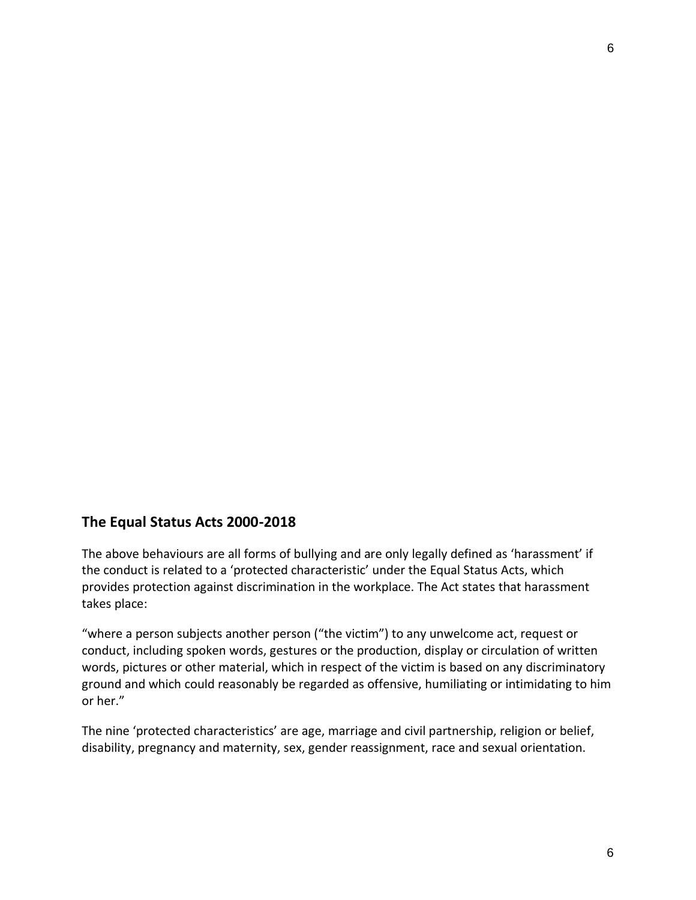## The Equal Status Acts 2000-2018

The above behaviours are all forms of bullying and are only legally defined as 'harassment' if the conduct is related to a 'protected characteristic' under the Equal Status Acts, which provides protection against discrimination in the workplace. The Act states that harassment takes place:

"where a person subjects another person ("the victim") to any unwelcome act, request or conduct, including spoken words, gestures or the production, display or circulation of written words, pictures or other material, which in respect of the victim is based on any discriminatory ground and which could reasonably be regarded as offensive, humiliating or intimidating to him or her."

The nine 'protected characteristics' are age, marriage and civil partnership, religion or belief, disability, pregnancy and maternity, sex, gender reassignment, race and sexual orientation.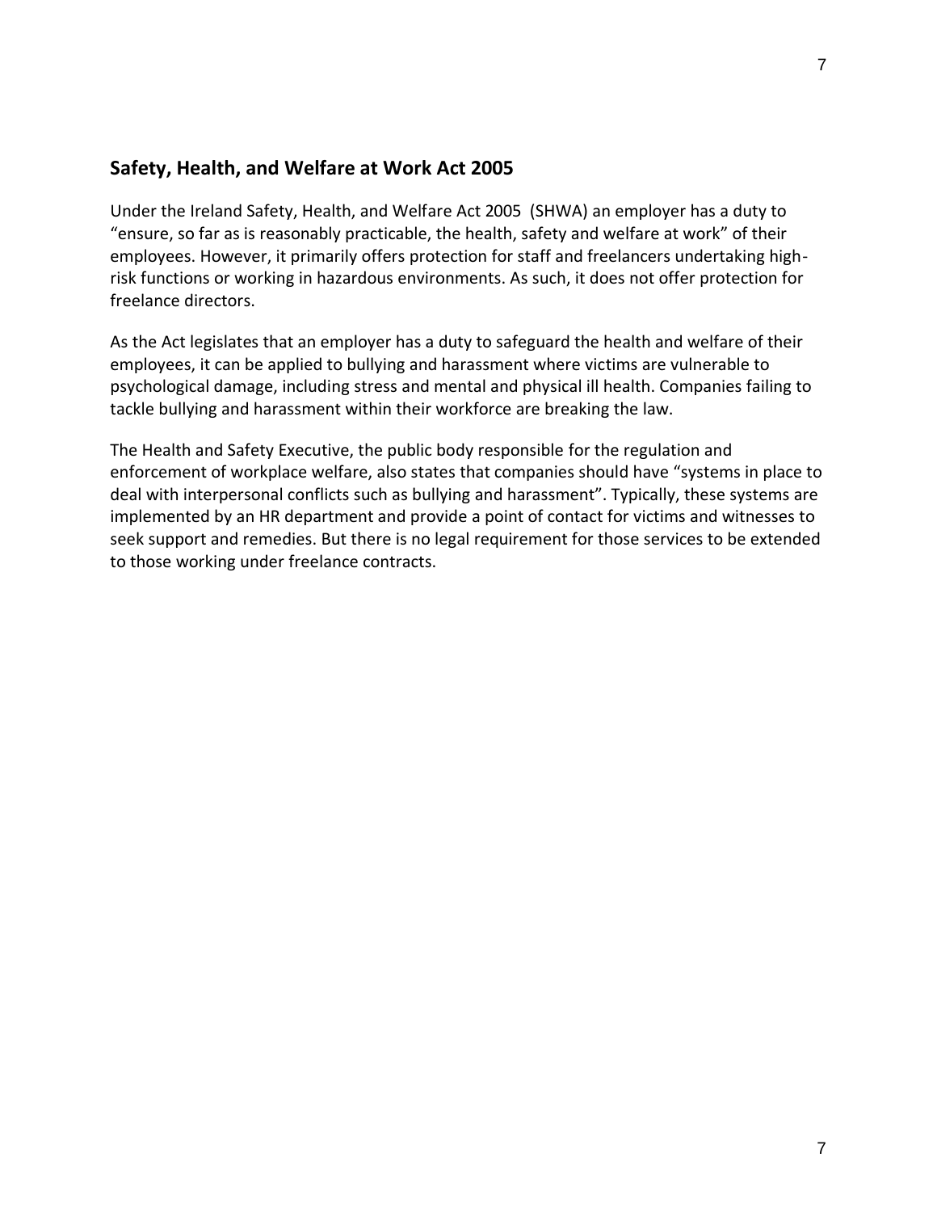## Safety, Health, and Welfare at Work Act 2005

Under the Ireland Safety, Health, and Welfare Act 2005 (SHWA) an employer has a duty to "ensure, so far as is reasonably practicable, the health, safety and welfare at work" of their employees. However, it primarily offers protection for staff and freelancers undertaking high-risk functions or working in hazardous environments. As such, it does not offer protection for freelance directors.

As the Act legislates that an employer has a duty to safeguard the health and welfare of their employees, it can be applied to bullying and harassment where victims are vulnerable to psychological damage, including stress and mental and physical ill health. Companies failing to tackle bullying and harassment within their workforce are breaking the law.

The Health and Safety Executive, the public body responsible for the regulation and enforcement of workplace welfare, also states that companies should have "systems in place to deal with interpersonal conflicts such as bullying and harassment". Typically, these systems are implemented by an HR department and provide a point of contact for victims and witnesses to seek support and remedies. But there is no legal requirement for those services to be extended to those working under freelance contracts.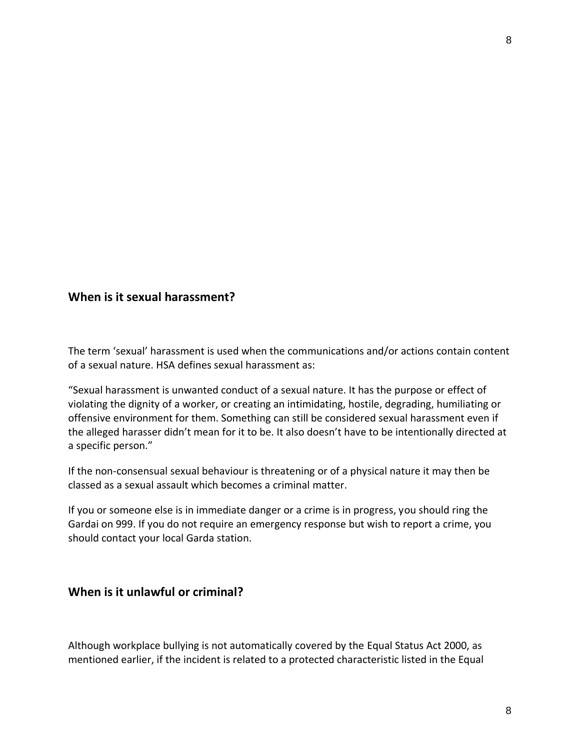## When is it sexual harassment?

The term 'sexual' harassment is used when the communications and/or actions contain content of a sexual nature. HSA defines sexual harassment as:

"Sexual harassment is unwanted conduct of a sexual nature. It has the purpose or effect of violating the dignity of a worker, or creating an intimidating, hostile, degrading, humiliating or offensive environment for them. Something can still be considered sexual harassment even if the alleged harasser didn't mean for it to be. It also doesn't have to be intentionally directed at a specific person."

If the non-consensual sexual behaviour is threatening or of a physical nature it may then be classed as a sexual assault which becomes a criminal matter.

If you or someone else is in immediate danger or a crime is in progress, you should ring the Gardai on 999. If you do not require an emergency response but wish to report a crime, you should contact your local Garda station.

## When is it unlawful or criminal?

Although workplace bullying is not automatically covered by the Equal Status Act 2000, as mentioned earlier, if the incident is related to a protected characteristic listed in the Equal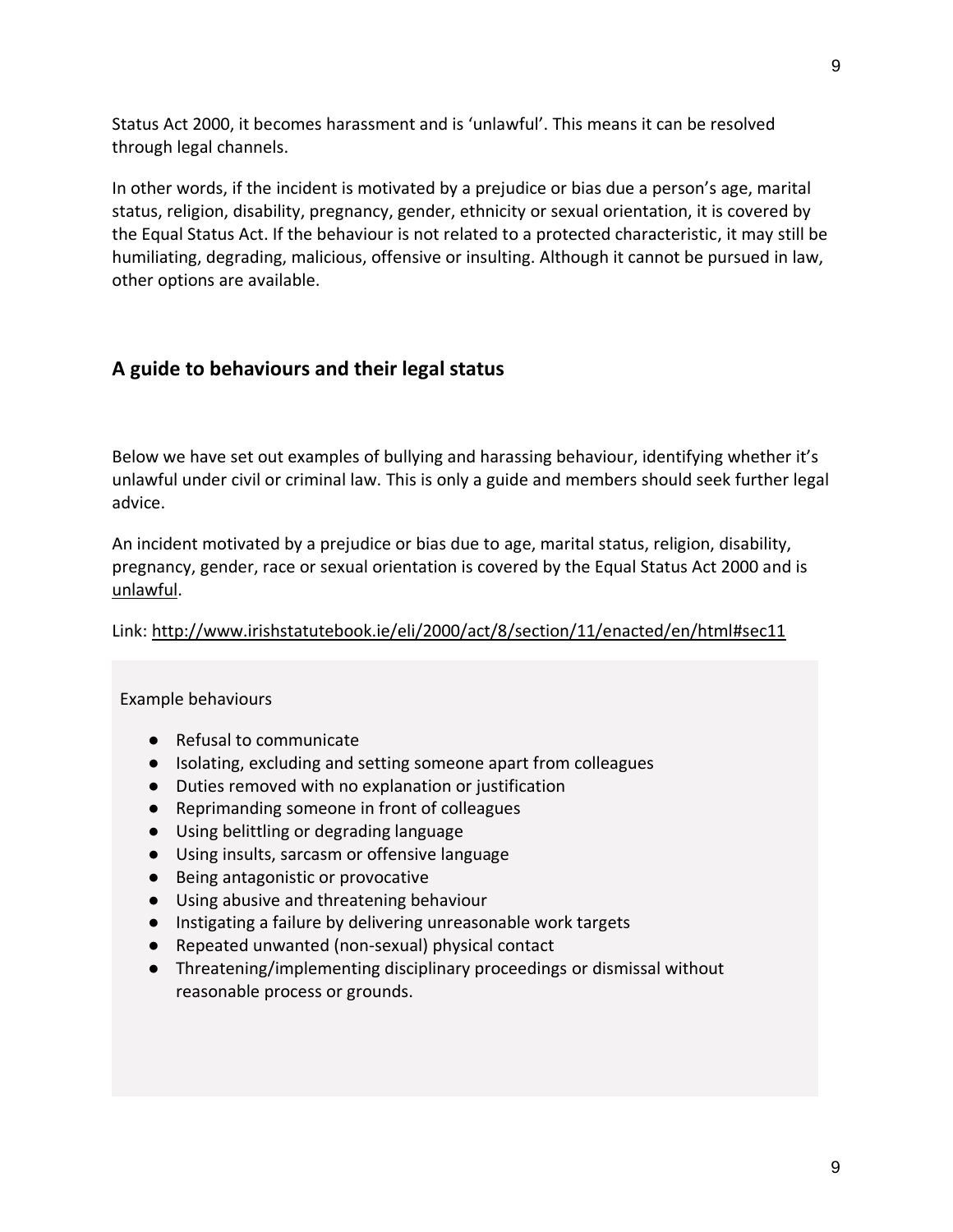Status Act 2000, it becomes harassment and is 'unlawful'. This means it can be resolved through legal channels.

In other words, if the incident is motivated by a prejudice or bias due a person's age, marital status, religion, disability, pregnancy, gender, ethnicity or sexual orientation, it is covered by the Equal Status Act. If the behaviour is not related to a protected characteristic, it may still be humiliating, degrading, malicious, offensive or insulting. Although it cannot be pursued in law, other options are available.

## A guide to behaviours and their legal status

Below we have set out examples of bullying and harassing behaviour, identifying whether it's unlawful under civil or criminal law. This is only a guide and members should seek further legal advice.

An incident motivated by a prejudice or bias due to age, marital status, religion, disability, pregnancy, gender, race or sexual orientation is covered by the Equal Status Act 2000 and is unlawful.

Link: http://www.irishstatutebook.ie/eli/2000/act/8/section/11/enacted/en/html#sec11

Example behaviours

- Refusal to communicate
- Isolating, excluding and setting someone apart from colleagues
- Duties removed with no explanation or justification
- Reprimanding someone in front of colleagues
- Using belittling or degrading language
- Using insults, sarcasm or offensive language
- Being antagonistic or provocative
- Using abusive and threatening behaviour
- Instigating a failure by delivering unreasonable work targets
- Repeated unwanted (non-sexual) physical contact
- Threatening/implementing disciplinary proceedings or dismissal without reasonable process or grounds.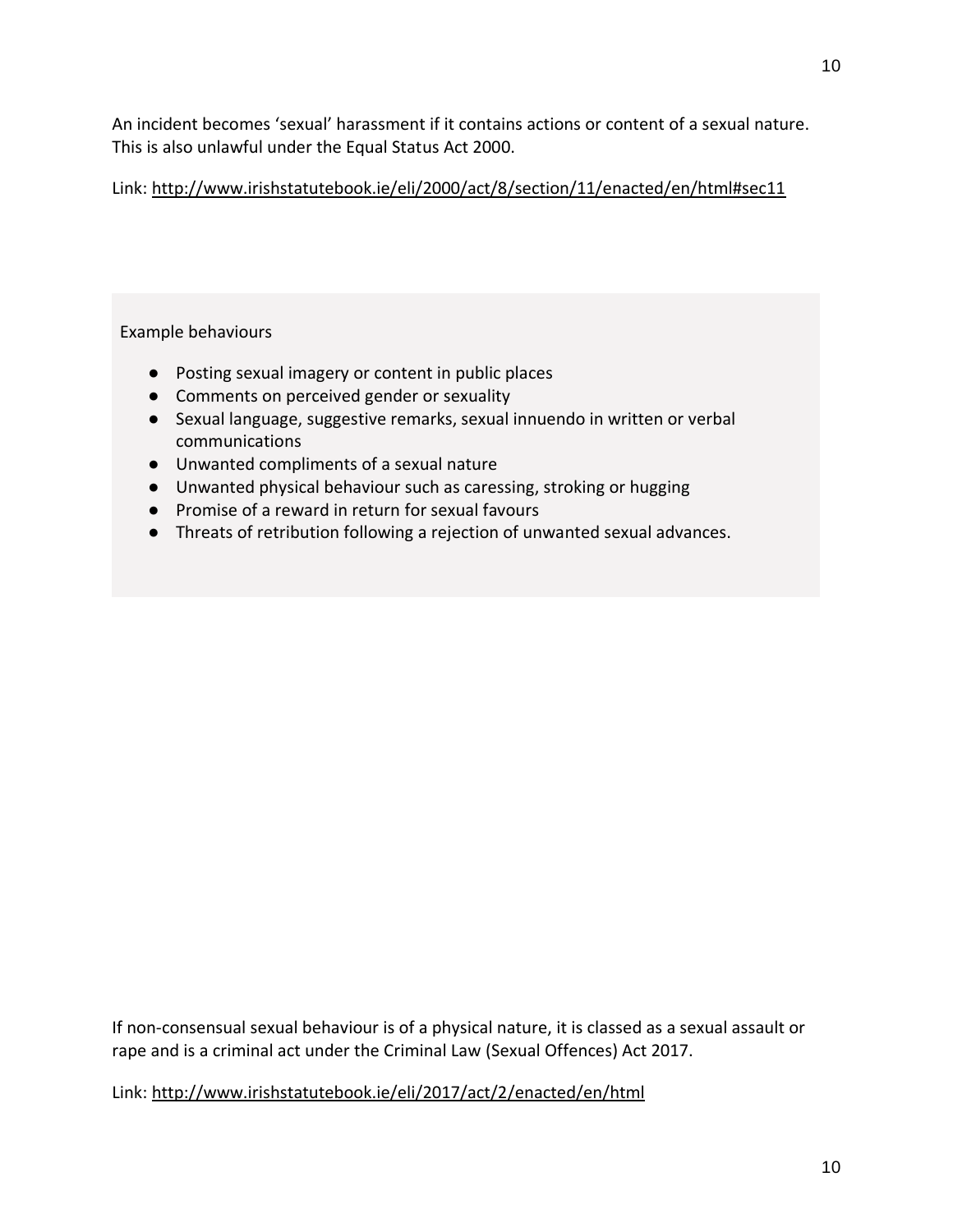An incident becomes 'sexual' harassment if it contains actions or content of a sexual nature. This is also unlawful under the Equal Status Act 2000.

Link: http://www.irishstatutebook.ie/eli/2000/act/8/section/11/enacted/en/html#sec11

Example behaviours

- Posting sexual imagery or content in public places
- Comments on perceived gender or sexuality
- Sexual language, suggestive remarks, sexual innuendo in written or verbal communications
- Unwanted compliments of a sexual nature
- Unwanted physical behaviour such as caressing, stroking or hugging
- Promise of a reward in return for sexual favours
- Threats of retribution following a rejection of unwanted sexual advances.

If non-consensual sexual behaviour is of a physical nature, it is classed as a sexual assault or rape and is a criminal act under the Criminal Law (Sexual Offences) Act 2017.

Link: http://www.irishstatutebook.ie/eli/2017/act/2/enacted/en/html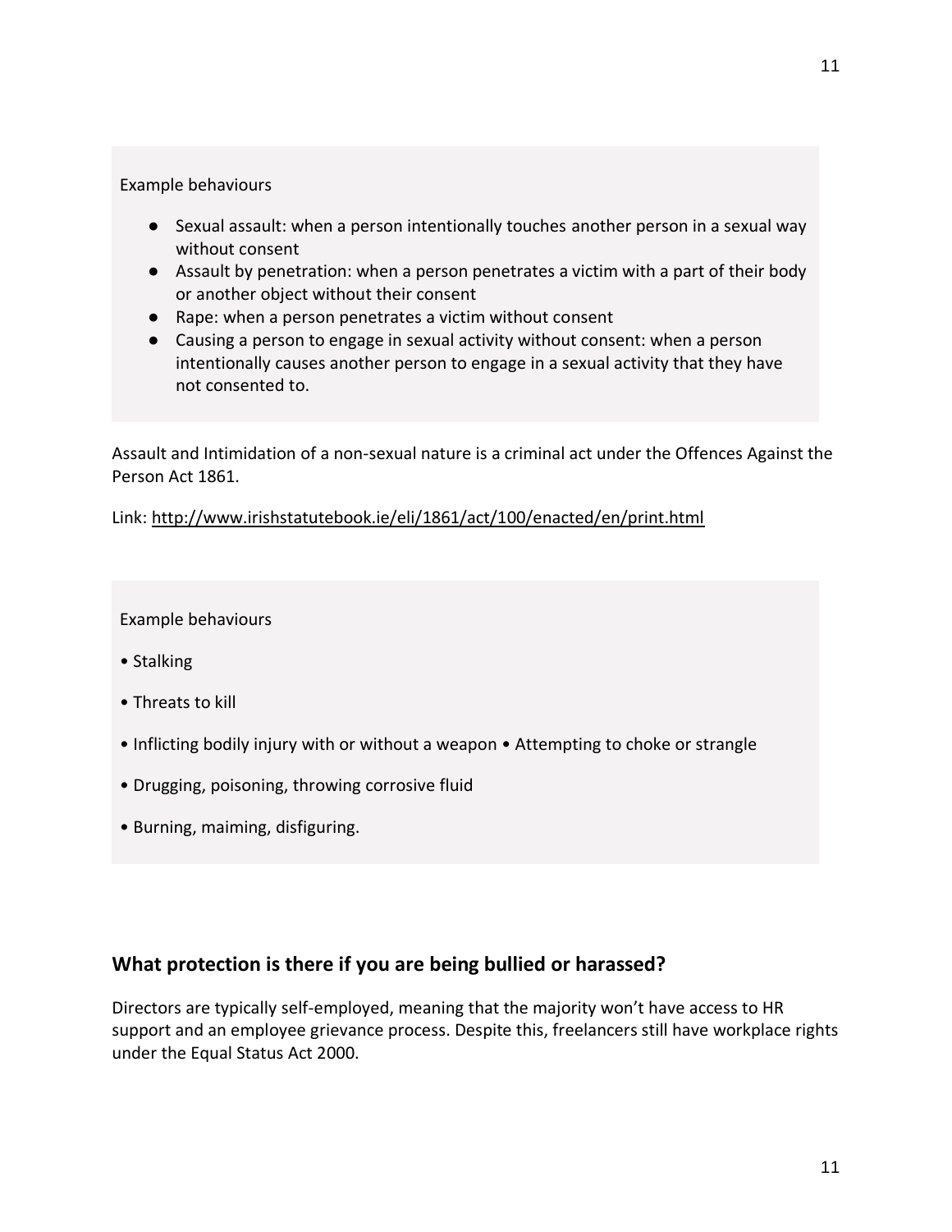Example behaviours

- Sexual assault: when a person intentionally touches another person in a sexual way without consent
- Assault by penetration: when a person penetrates a victim with a part of their body or another object without their consent
- Rape: when a person penetrates a victim without consent
- Causing a person to engage in sexual activity without consent: when a person intentionally causes another person to engage in a sexual activity that they have not consented to.

Assault and Intimidation of a non-sexual nature is a criminal act under the Offences Against the Person Act 1861.

Link: http://www.irishstatutebook.ie/eli/1861/act/100/enacted/en/print.html

Example behaviours

- Stalking
- Threats to kill
- Inflicting bodily injury with or without a weapon • Attempting to choke or strangle
- Drugging, poisoning, throwing corrosive fluid
- Burning, maiming, disfiguring.

## What protection is there if you are being bullied or harassed?

Directors are typically self-employed, meaning that the majority won't have access to HR support and an employee grievance process. Despite this, freelancers still have workplace rights under the Equal Status Act 2000.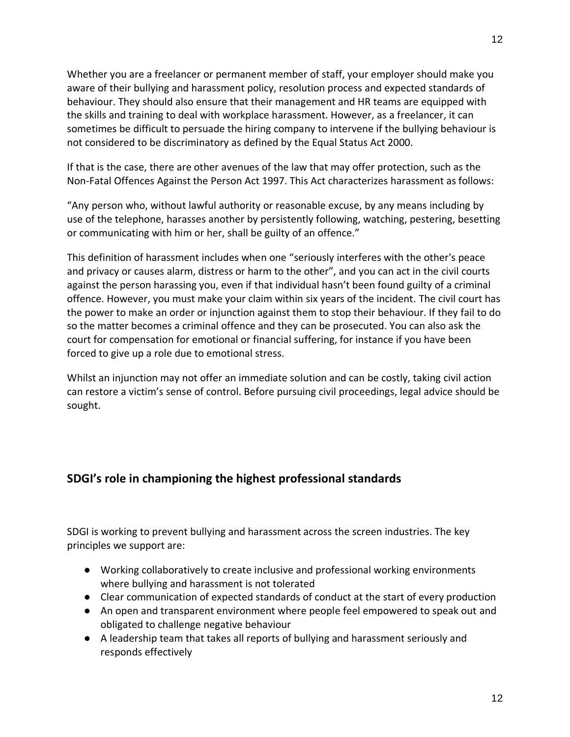Whether you are a freelancer or permanent member of staff, your employer should make you aware of their bullying and harassment policy, resolution process and expected standards of behaviour. They should also ensure that their management and HR teams are equipped with the skills and training to deal with workplace harassment. However, as a freelancer, it can sometimes be difficult to persuade the hiring company to intervene if the bullying behaviour is not considered to be discriminatory as defined by the Equal Status Act 2000.

If that is the case, there are other avenues of the law that may offer protection, such as the Non-Fatal Offences Against the Person Act 1997. This Act characterizes harassment as follows:

"Any person who, without lawful authority or reasonable excuse, by any means including by use of the telephone, harasses another by persistently following, watching, pestering, besetting or communicating with him or her, shall be guilty of an offence."

This definition of harassment includes when one "seriously interferes with the other's peace and privacy or causes alarm, distress or harm to the other", and you can act in the civil courts against the person harassing you, even if that individual hasn't been found guilty of a criminal offence. However, you must make your claim within six years of the incident. The civil court has the power to make an order or injunction against them to stop their behaviour. If they fail to do so the matter becomes a criminal offence and they can be prosecuted. You can also ask the court for compensation for emotional or financial suffering, for instance if you have been forced to give up a role due to emotional stress.

Whilst an injunction may not offer an immediate solution and can be costly, taking civil action can restore a victim's sense of control. Before pursuing civil proceedings, legal advice should be sought.

## SDGI's role in championing the highest professional standards

SDGI is working to prevent bullying and harassment across the screen industries. The key principles we support are:

- Working collaboratively to create inclusive and professional working environments where bullying and harassment is not tolerated
- Clear communication of expected standards of conduct at the start of every production
- An open and transparent environment where people feel empowered to speak out and obligated to challenge negative behaviour
- A leadership team that takes all reports of bullying and harassment seriously and responds effectively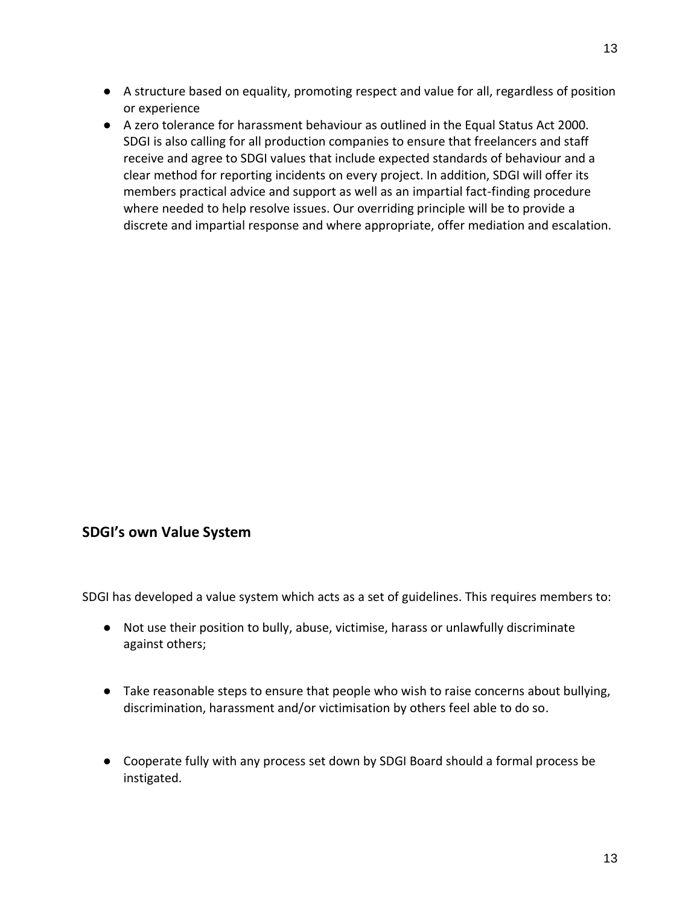- A structure based on equality, promoting respect and value for all, regardless of position or experience
- A zero tolerance for harassment behaviour as outlined in the Equal Status Act 2000. SDGI is also calling for all production companies to ensure that freelancers and staff receive and agree to SDGI values that include expected standards of behaviour and a clear method for reporting incidents on every project. In addition, SDGI will offer its members practical advice and support as well as an impartial fact-finding procedure where needed to help resolve issues. Our overriding principle will be to provide a discrete and impartial response and where appropriate, offer mediation and escalation.

## SDGI's own Value System

SDGI has developed a value system which acts as a set of guidelines. This requires members to:

- Not use their position to bully, abuse, victimise, harass or unlawfully discriminate against others;
- Take reasonable steps to ensure that people who wish to raise concerns about bullying, discrimination, harassment and/or victimisation by others feel able to do so.
- Cooperate fully with any process set down by SDGI Board should a formal process be instigated.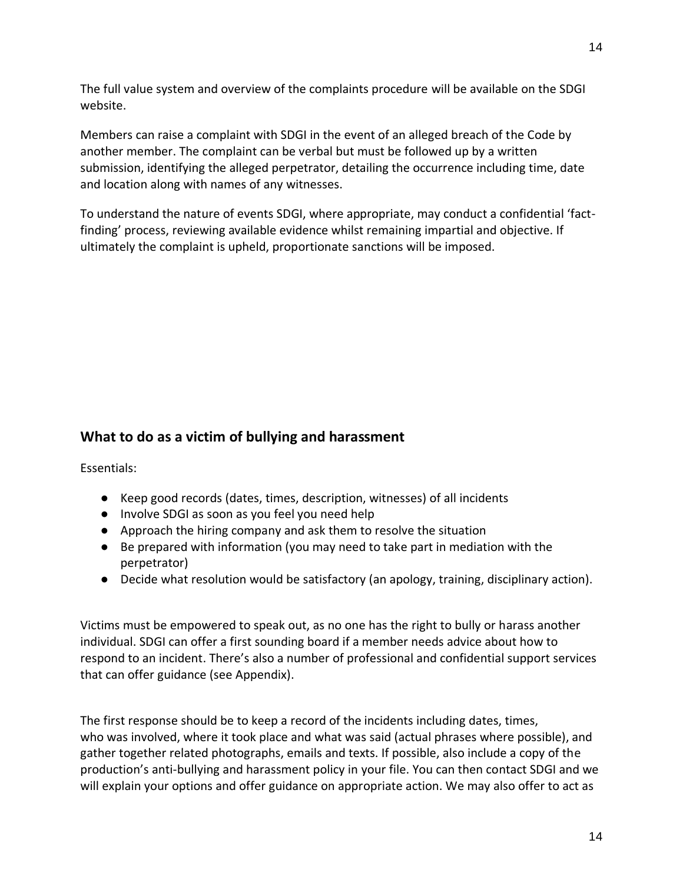The full value system and overview of the complaints procedure will be available on the SDGI website.

Members can raise a complaint with SDGI in the event of an alleged breach of the Code by another member. The complaint can be verbal but must be followed up by a written submission, identifying the alleged perpetrator, detailing the occurrence including time, date and location along with names of any witnesses.

To understand the nature of events SDGI, where appropriate, may conduct a confidential 'fact-finding' process, reviewing available evidence whilst remaining impartial and objective. If ultimately the complaint is upheld, proportionate sanctions will be imposed.

## What to do as a victim of bullying and harassment

Essentials:

- Keep good records (dates, times, description, witnesses) of all incidents
- Involve SDGI as soon as you feel you need help
- Approach the hiring company and ask them to resolve the situation
- Be prepared with information (you may need to take part in mediation with the perpetrator)
- Decide what resolution would be satisfactory (an apology, training, disciplinary action).

Victims must be empowered to speak out, as no one has the right to bully or harass another individual. SDGI can offer a first sounding board if a member needs advice about how to respond to an incident. There's also a number of professional and confidential support services that can offer guidance (see Appendix).

The first response should be to keep a record of the incidents including dates, times, who was involved, where it took place and what was said (actual phrases where possible), and gather together related photographs, emails and texts. If possible, also include a copy of the production's anti-bullying and harassment policy in your file. You can then contact SDGI and we will explain your options and offer guidance on appropriate action. We may also offer to act as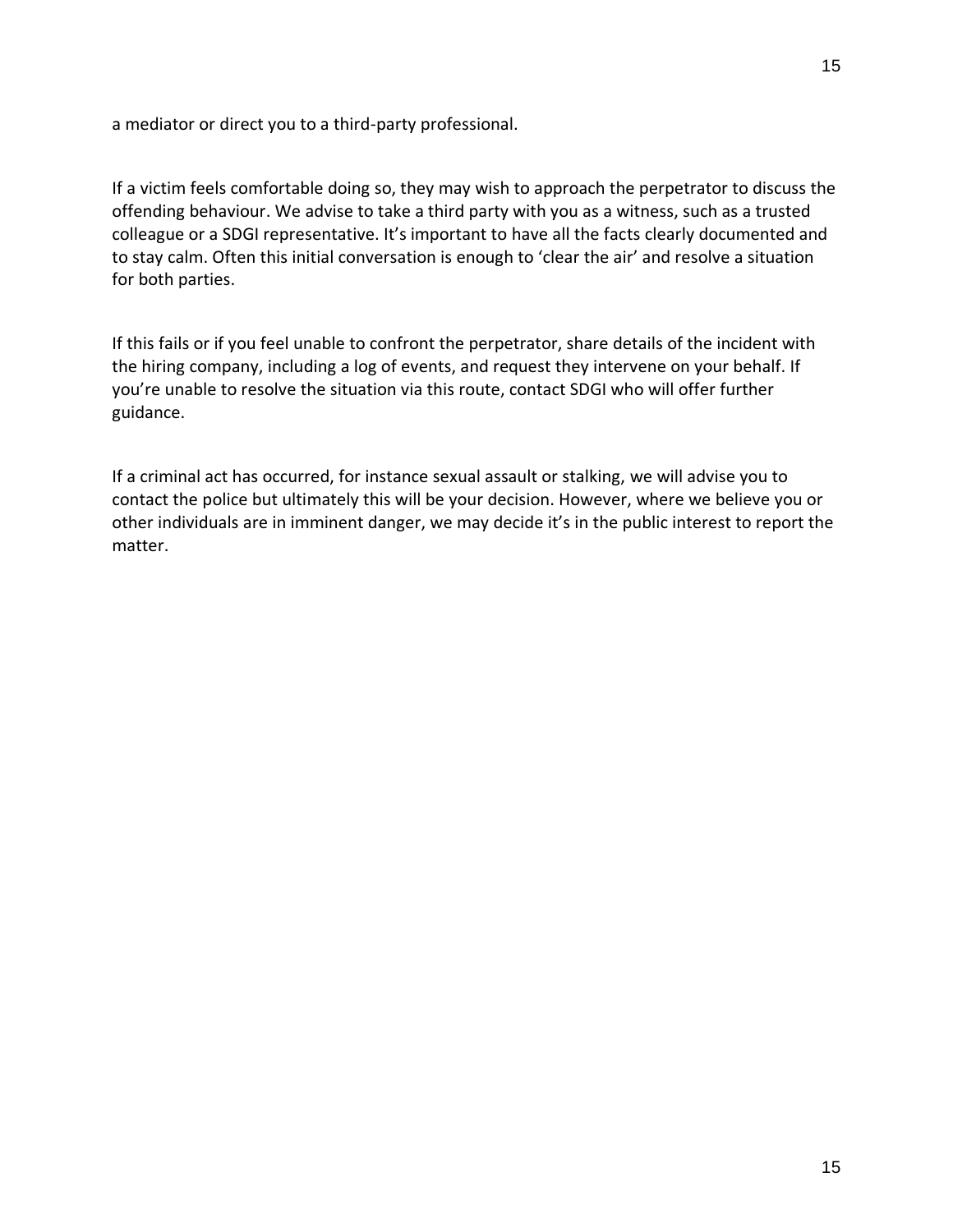a mediator or direct you to a third-party professional.

If a victim feels comfortable doing so, they may wish to approach the perpetrator to discuss the offending behaviour. We advise to take a third party with you as a witness, such as a trusted colleague or a SDGI representative. It's important to have all the facts clearly documented and to stay calm. Often this initial conversation is enough to 'clear the air' and resolve a situation for both parties.

If this fails or if you feel unable to confront the perpetrator, share details of the incident with the hiring company, including a log of events, and request they intervene on your behalf. If you're unable to resolve the situation via this route, contact SDGI who will offer further guidance.

If a criminal act has occurred, for instance sexual assault or stalking, we will advise you to contact the police but ultimately this will be your decision. However, where we believe you or other individuals are in imminent danger, we may decide it's in the public interest to report the matter.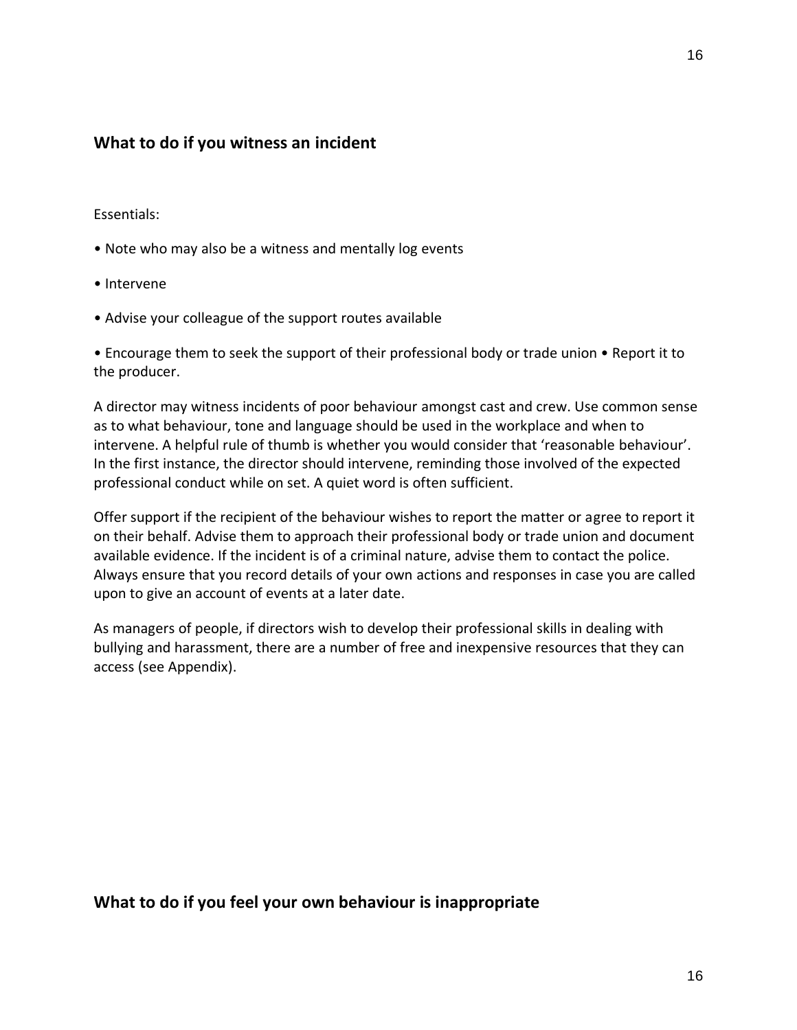## What to do if you witness an incident

Essentials:

- Note who may also be a witness and mentally log events
- Intervene
- Advise your colleague of the support routes available
- Encourage them to seek the support of their professional body or trade union • Report it to the producer.

A director may witness incidents of poor behaviour amongst cast and crew. Use common sense as to what behaviour, tone and language should be used in the workplace and when to intervene. A helpful rule of thumb is whether you would consider that 'reasonable behaviour'. In the first instance, the director should intervene, reminding those involved of the expected professional conduct while on set. A quiet word is often sufficient.

Offer support if the recipient of the behaviour wishes to report the matter or agree to report it on their behalf. Advise them to approach their professional body or trade union and document available evidence. If the incident is of a criminal nature, advise them to contact the police. Always ensure that you record details of your own actions and responses in case you are called upon to give an account of events at a later date.

As managers of people, if directors wish to develop their professional skills in dealing with bullying and harassment, there are a number of free and inexpensive resources that they can access (see Appendix).

## What to do if you feel your own behaviour is inappropriate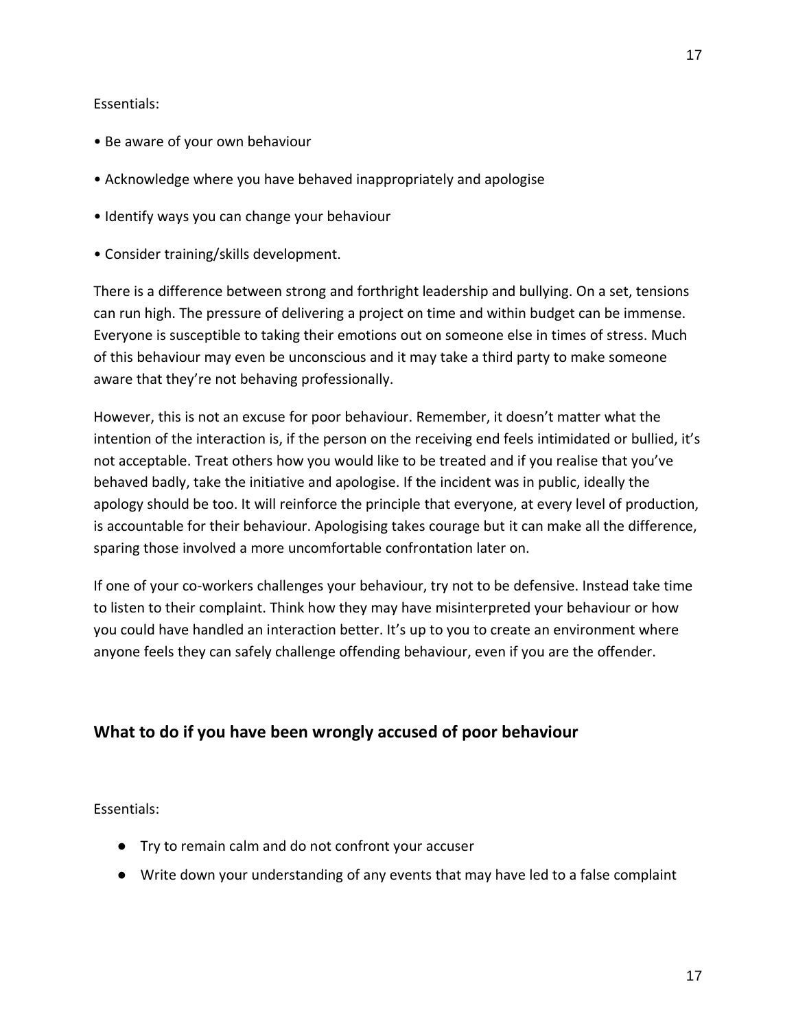Essentials:

- Be aware of your own behaviour
- Acknowledge where you have behaved inappropriately and apologise
- Identify ways you can change your behaviour
- Consider training/skills development.

There is a difference between strong and forthright leadership and bullying. On a set, tensions can run high. The pressure of delivering a project on time and within budget can be immense. Everyone is susceptible to taking their emotions out on someone else in times of stress. Much of this behaviour may even be unconscious and it may take a third party to make someone aware that they're not behaving professionally.

However, this is not an excuse for poor behaviour. Remember, it doesn't matter what the intention of the interaction is, if the person on the receiving end feels intimidated or bullied, it's not acceptable. Treat others how you would like to be treated and if you realise that you've behaved badly, take the initiative and apologise. If the incident was in public, ideally the apology should be too. It will reinforce the principle that everyone, at every level of production, is accountable for their behaviour. Apologising takes courage but it can make all the difference, sparing those involved a more uncomfortable confrontation later on.

If one of your co-workers challenges your behaviour, try not to be defensive. Instead take time to listen to their complaint. Think how they may have misinterpreted your behaviour or how you could have handled an interaction better. It's up to you to create an environment where anyone feels they can safely challenge offending behaviour, even if you are the offender.

## What to do if you have been wrongly accused of poor behaviour

Essentials:

- Try to remain calm and do not confront your accuser
- Write down your understanding of any events that may have led to a false complaint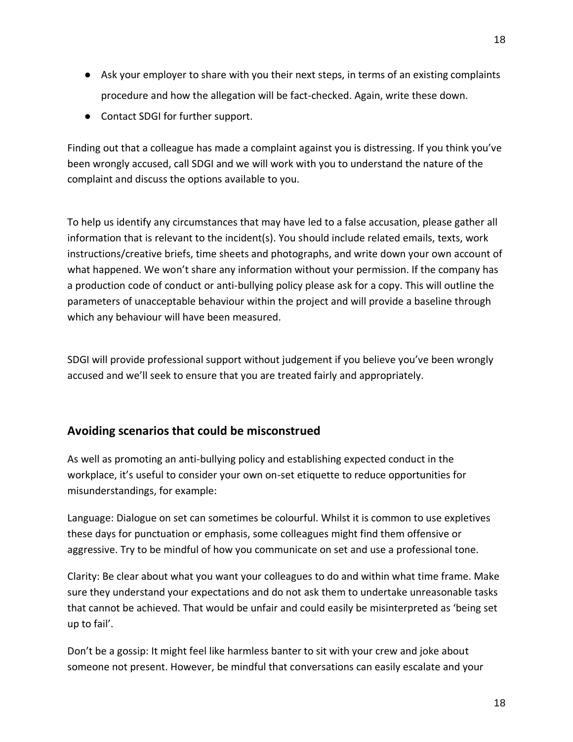- Ask your employer to share with you their next steps, in terms of an existing complaints procedure and how the allegation will be fact-checked. Again, write these down.
- Contact SDGI for further support.

Finding out that a colleague has made a complaint against you is distressing. If you think you've been wrongly accused, call SDGI and we will work with you to understand the nature of the complaint and discuss the options available to you.

To help us identify any circumstances that may have led to a false accusation, please gather all information that is relevant to the incident(s). You should include related emails, texts, work instructions/creative briefs, time sheets and photographs, and write down your own account of what happened. We won't share any information without your permission. If the company has a production code of conduct or anti-bullying policy please ask for a copy. This will outline the parameters of unacceptable behaviour within the project and will provide a baseline through which any behaviour will have been measured.

SDGI will provide professional support without judgement if you believe you've been wrongly accused and we'll seek to ensure that you are treated fairly and appropriately.

## Avoiding scenarios that could be misconstrued

As well as promoting an anti-bullying policy and establishing expected conduct in the workplace, it's useful to consider your own on-set etiquette to reduce opportunities for misunderstandings, for example:

Language: Dialogue on set can sometimes be colourful. Whilst it is common to use expletives these days for punctuation or emphasis, some colleagues might find them offensive or aggressive. Try to be mindful of how you communicate on set and use a professional tone.

Clarity: Be clear about what you want your colleagues to do and within what time frame. Make sure they understand your expectations and do not ask them to undertake unreasonable tasks that cannot be achieved. That would be unfair and could easily be misinterpreted as 'being set up to fail'.

Don't be a gossip: It might feel like harmless banter to sit with your crew and joke about someone not present. However, be mindful that conversations can easily escalate and your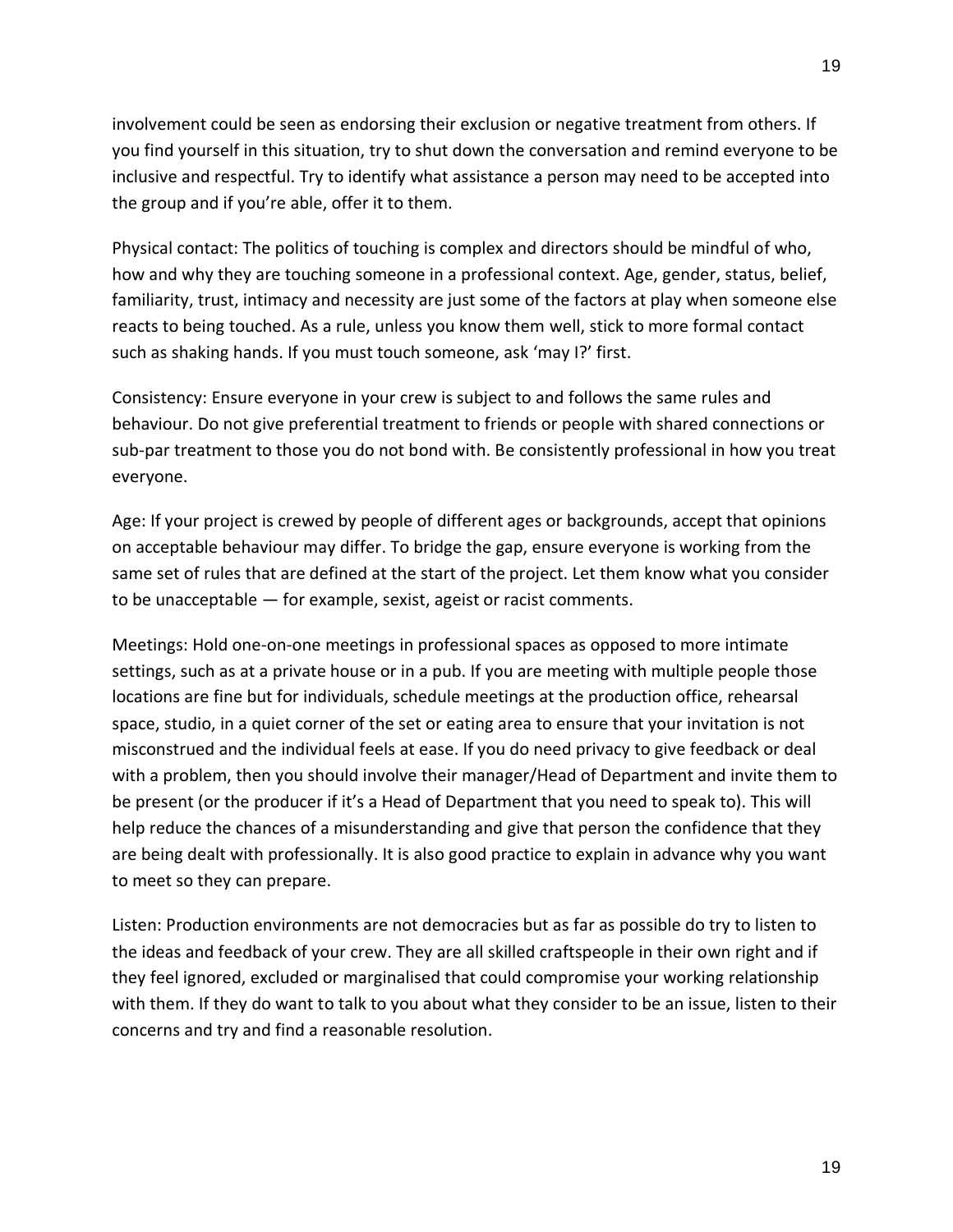involvement could be seen as endorsing their exclusion or negative treatment from others. If you find yourself in this situation, try to shut down the conversation and remind everyone to be inclusive and respectful. Try to identify what assistance a person may need to be accepted into the group and if you're able, offer it to them.

Physical contact: The politics of touching is complex and directors should be mindful of who, how and why they are touching someone in a professional context. Age, gender, status, belief, familiarity, trust, intimacy and necessity are just some of the factors at play when someone else reacts to being touched. As a rule, unless you know them well, stick to more formal contact such as shaking hands. If you must touch someone, ask 'may I?' first.

Consistency: Ensure everyone in your crew is subject to and follows the same rules and behaviour. Do not give preferential treatment to friends or people with shared connections or sub-par treatment to those you do not bond with. Be consistently professional in how you treat everyone.

Age: If your project is crewed by people of different ages or backgrounds, accept that opinions on acceptable behaviour may differ. To bridge the gap, ensure everyone is working from the same set of rules that are defined at the start of the project. Let them know what you consider to be unacceptable — for example, sexist, ageist or racist comments.

Meetings: Hold one-on-one meetings in professional spaces as opposed to more intimate settings, such as at a private house or in a pub. If you are meeting with multiple people those locations are fine but for individuals, schedule meetings at the production office, rehearsal space, studio, in a quiet corner of the set or eating area to ensure that your invitation is not misconstrued and the individual feels at ease. If you do need privacy to give feedback or deal with a problem, then you should involve their manager/Head of Department and invite them to be present (or the producer if it's a Head of Department that you need to speak to). This will help reduce the chances of a misunderstanding and give that person the confidence that they are being dealt with professionally. It is also good practice to explain in advance why you want to meet so they can prepare.

Listen: Production environments are not democracies but as far as possible do try to listen to the ideas and feedback of your crew. They are all skilled craftspeople in their own right and if they feel ignored, excluded or marginalised that could compromise your working relationship with them. If they do want to talk to you about what they consider to be an issue, listen to their concerns and try and find a reasonable resolution.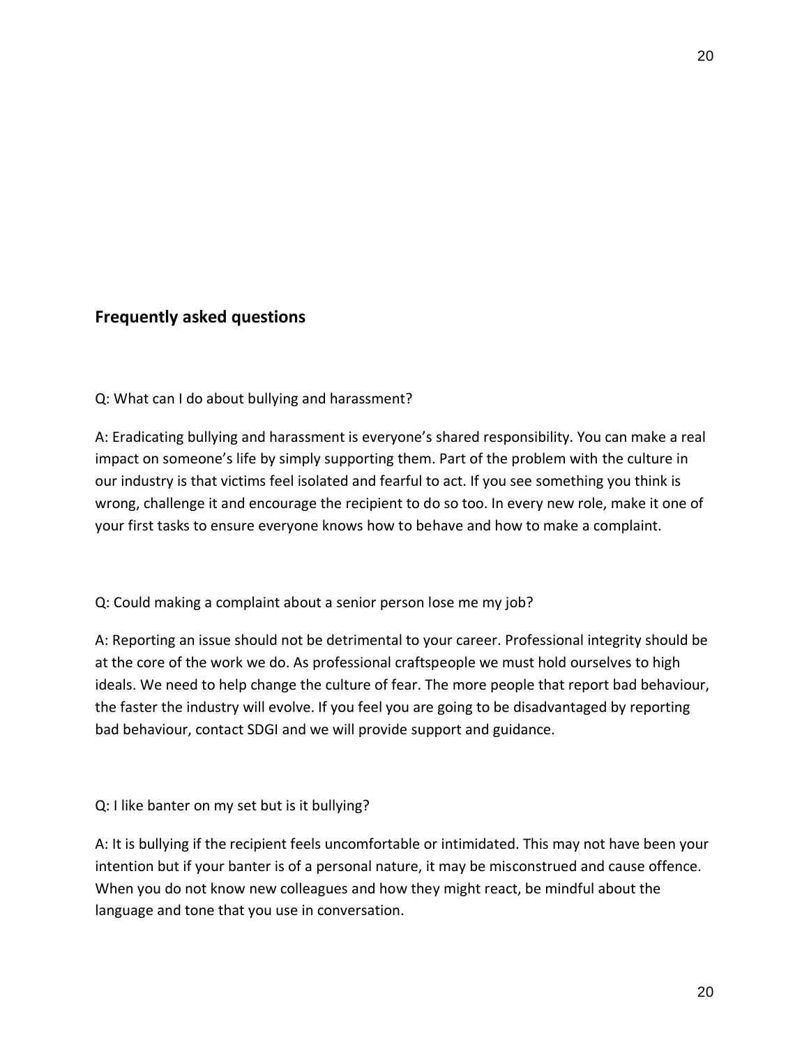## Frequently asked questions

Q: What can I do about bullying and harassment?

A: Eradicating bullying and harassment is everyone's shared responsibility. You can make a real impact on someone's life by simply supporting them. Part of the problem with the culture in our industry is that victims feel isolated and fearful to act. If you see something you think is wrong, challenge it and encourage the recipient to do so too. In every new role, make it one of your first tasks to ensure everyone knows how to behave and how to make a complaint.

Q: Could making a complaint about a senior person lose me my job?

A: Reporting an issue should not be detrimental to your career. Professional integrity should be at the core of the work we do. As professional craftspeople we must hold ourselves to high ideals. We need to help change the culture of fear. The more people that report bad behaviour, the faster the industry will evolve. If you feel you are going to be disadvantaged by reporting bad behaviour, contact SDGI and we will provide support and guidance.

Q: I like banter on my set but is it bullying?

A: It is bullying if the recipient feels uncomfortable or intimidated. This may not have been your intention but if your banter is of a personal nature, it may be misconstrued and cause offence. When you do not know new colleagues and how they might react, be mindful about the language and tone that you use in conversation.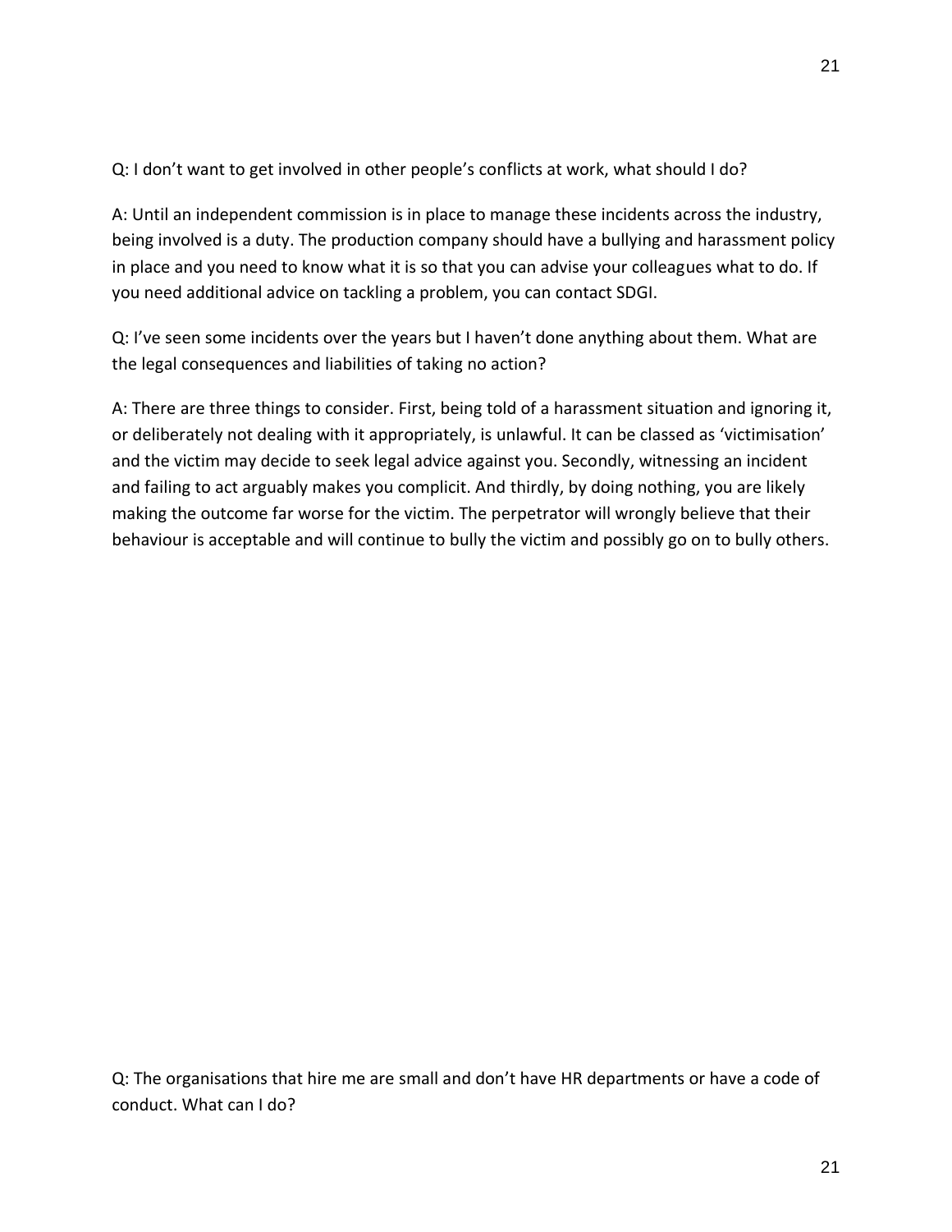Q: I don't want to get involved in other people's conflicts at work, what should I do?

A: Until an independent commission is in place to manage these incidents across the industry, being involved is a duty. The production company should have a bullying and harassment policy in place and you need to know what it is so that you can advise your colleagues what to do. If you need additional advice on tackling a problem, you can contact SDGI.

Q: I've seen some incidents over the years but I haven't done anything about them. What are the legal consequences and liabilities of taking no action?

A: There are three things to consider. First, being told of a harassment situation and ignoring it, or deliberately not dealing with it appropriately, is unlawful. It can be classed as 'victimisation' and the victim may decide to seek legal advice against you. Secondly, witnessing an incident and failing to act arguably makes you complicit. And thirdly, by doing nothing, you are likely making the outcome far worse for the victim. The perpetrator will wrongly believe that their behaviour is acceptable and will continue to bully the victim and possibly go on to bully others.

Q: The organisations that hire me are small and don't have HR departments or have a code of conduct. What can I do?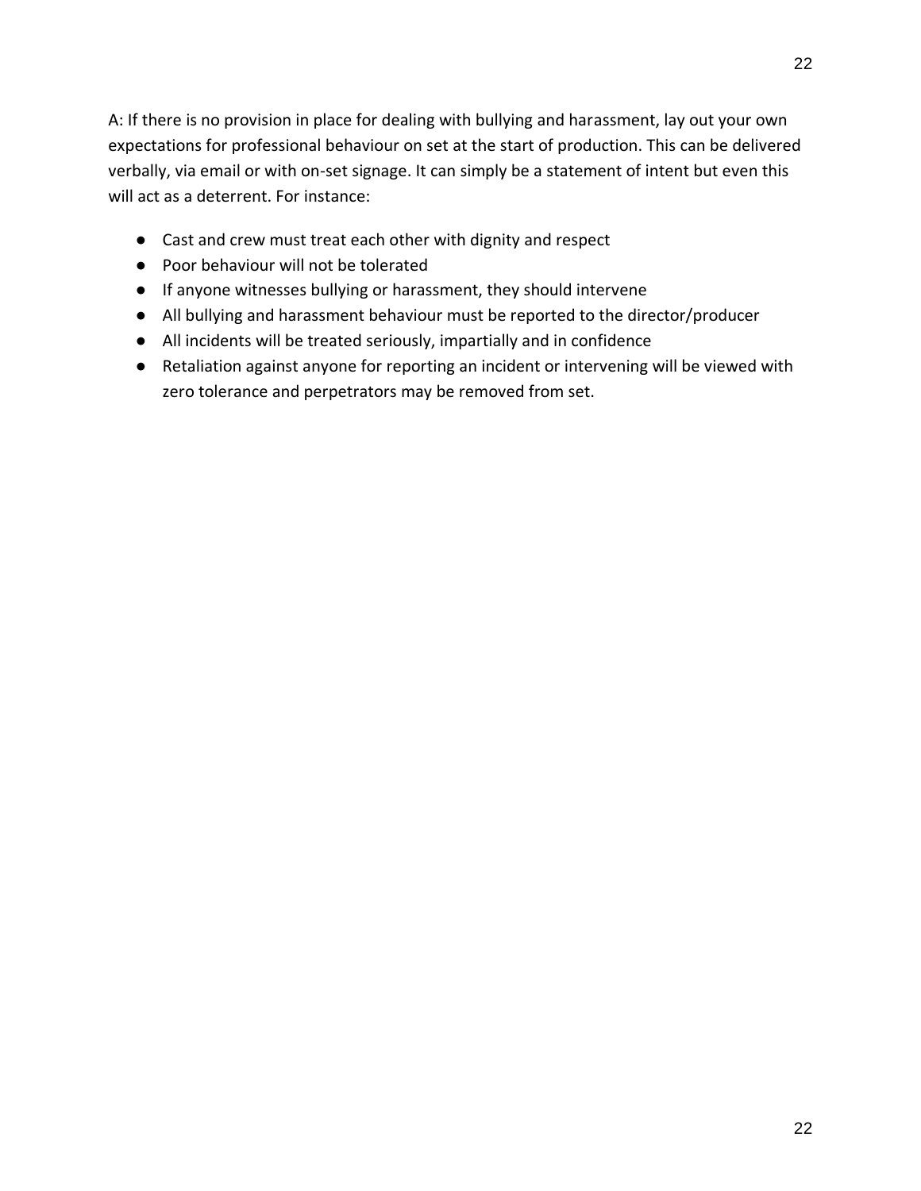A: If there is no provision in place for dealing with bullying and harassment, lay out your own expectations for professional behaviour on set at the start of production. This can be delivered verbally, via email or with on-set signage. It can simply be a statement of intent but even this will act as a deterrent. For instance:

- Cast and crew must treat each other with dignity and respect
- Poor behaviour will not be tolerated
- If anyone witnesses bullying or harassment, they should intervene
- All bullying and harassment behaviour must be reported to the director/producer
- All incidents will be treated seriously, impartially and in confidence
- Retaliation against anyone for reporting an incident or intervening will be viewed with zero tolerance and perpetrators may be removed from set.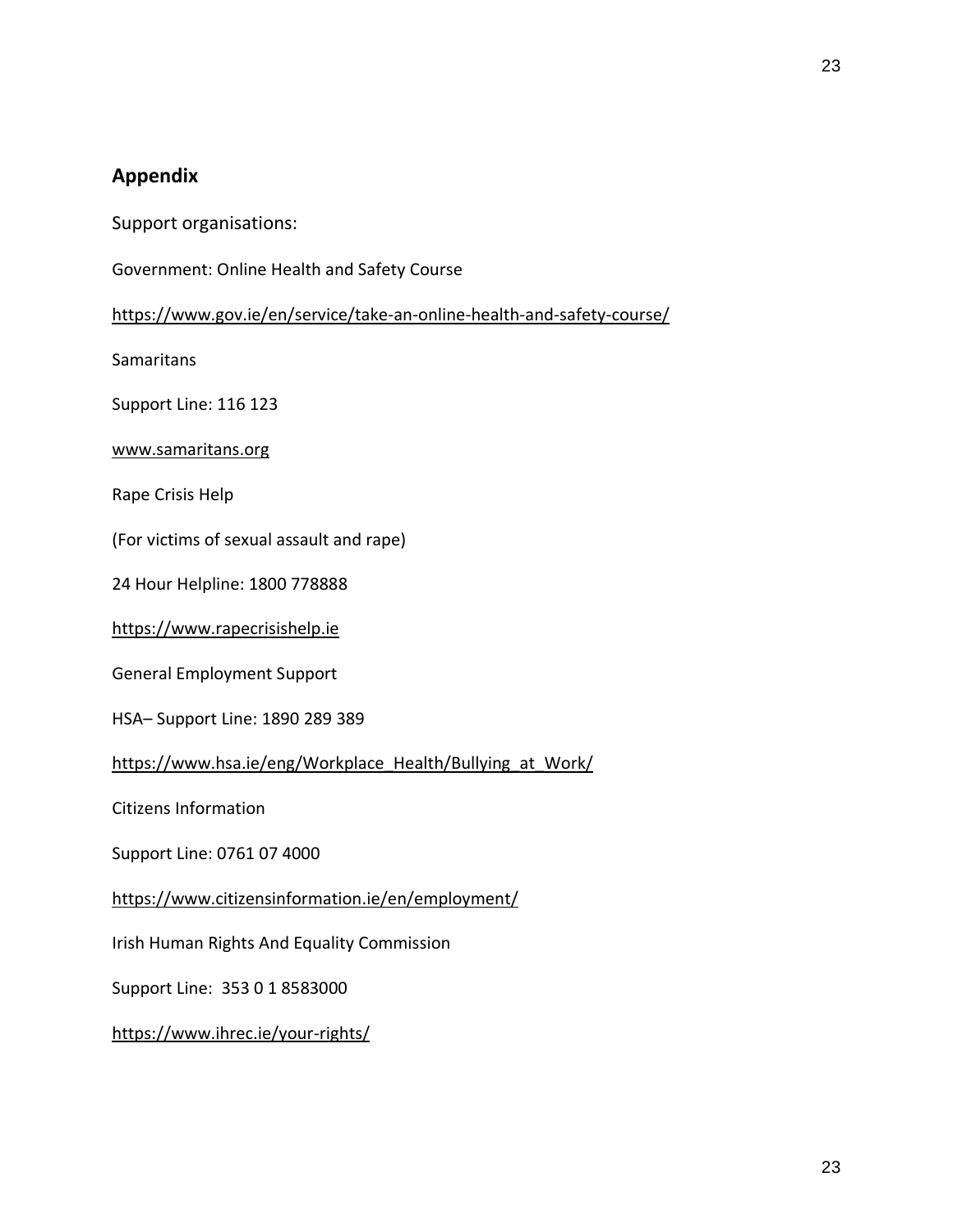## Appendix

Support organisations:

Government: Online Health and Safety Course

https://www.gov.ie/en/service/take-an-online-health-and-safety-course/

Samaritans

Support Line: 116 123

www.samaritans.org

Rape Crisis Help

(For victims of sexual assault and rape)

24 Hour Helpline: 1800 778888

https://www.rapecrisishelp.ie

General Employment Support

HSA– Support Line: 1890 289 389

https://www.hsa.ie/eng/Workplace_Health/Bullying_at_Work/

Citizens Information

Support Line: 0761 07 4000

https://www.citizensinformation.ie/en/employment/

Irish Human Rights And Equality Commission

Support Line: 353 0 1 8583000

https://www.ihrec.ie/your-rights/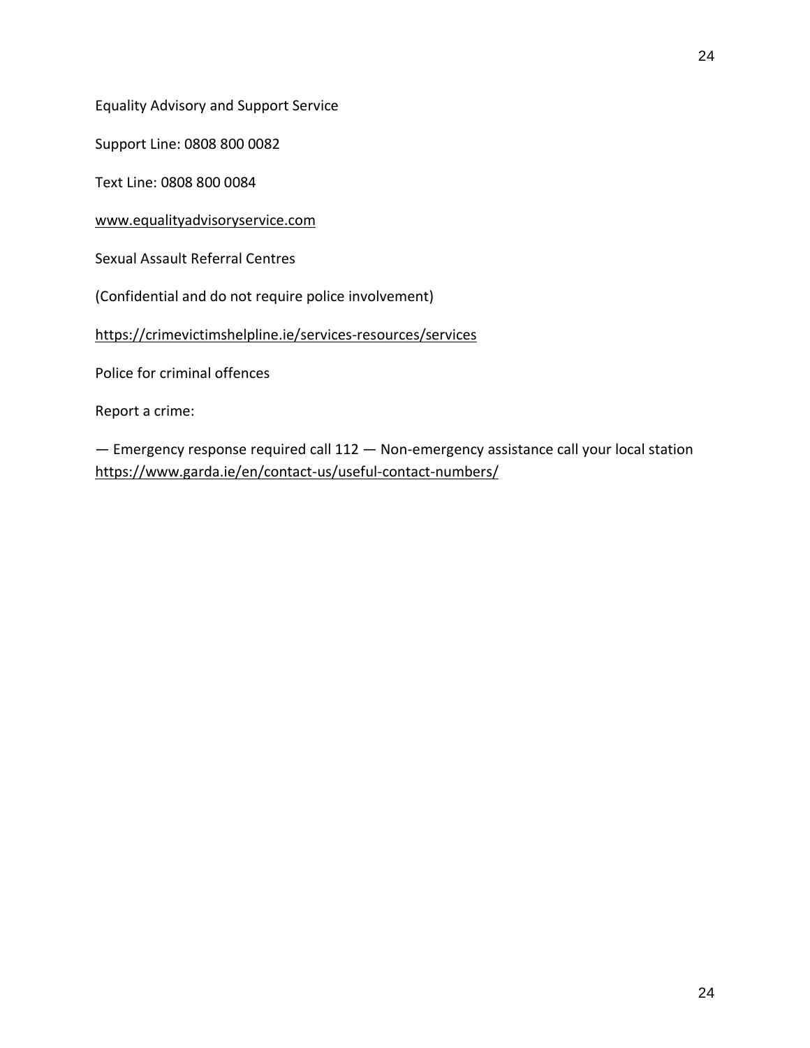Equality Advisory and Support Service

Support Line: 0808 800 0082

Text Line: 0808 800 0084

www.equalityadvisoryservice.com

Sexual Assault Referral Centres

(Confidential and do not require police involvement)

https://crimevictimshelpline.ie/services-resources/services

Police for criminal offences

Report a crime:

— Emergency response required call 112 — Non-emergency assistance call your local station https://www.garda.ie/en/contact-us/useful-contact-numbers/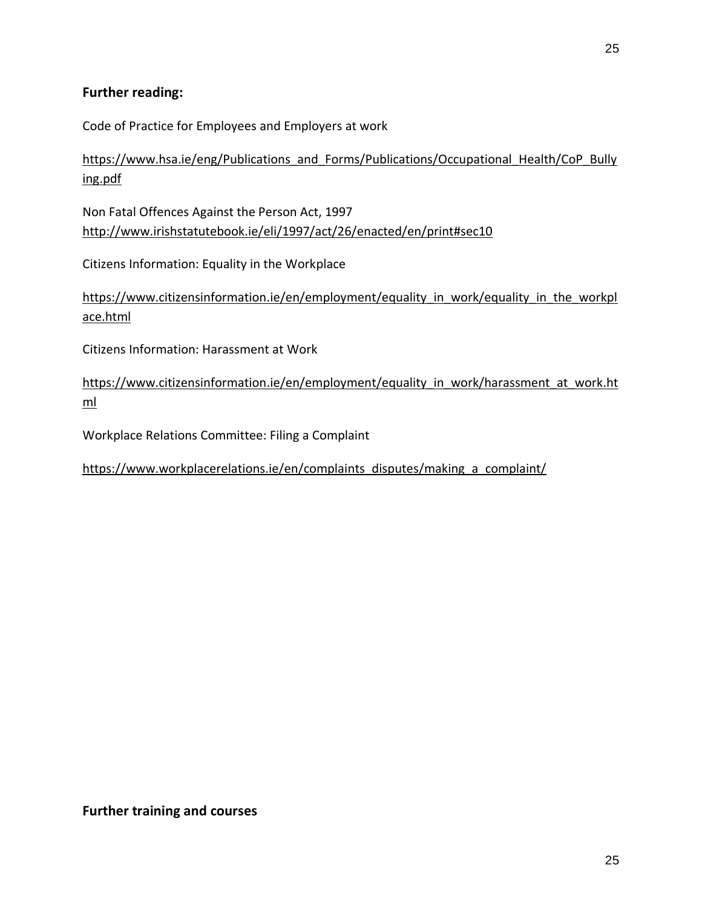## Further reading:

Code of Practice for Employees and Employers at work

https://www.hsa.ie/eng/Publications_and_Forms/Publications/Occupational_Health/CoP_Bullying.pdf

Non Fatal Offences Against the Person Act, 1997
http://www.irishstatutebook.ie/eli/1997/act/26/enacted/en/print#sec10

Citizens Information: Equality in the Workplace

https://www.citizensinformation.ie/en/employment/equality_in_work/equality_in_the_workplace.html

Citizens Information: Harassment at Work

https://www.citizensinformation.ie/en/employment/equality_in_work/harassment_at_work.html

Workplace Relations Committee: Filing a Complaint

https://www.workplacerelations.ie/en/complaints_disputes/making_a_complaint/

## Further training and courses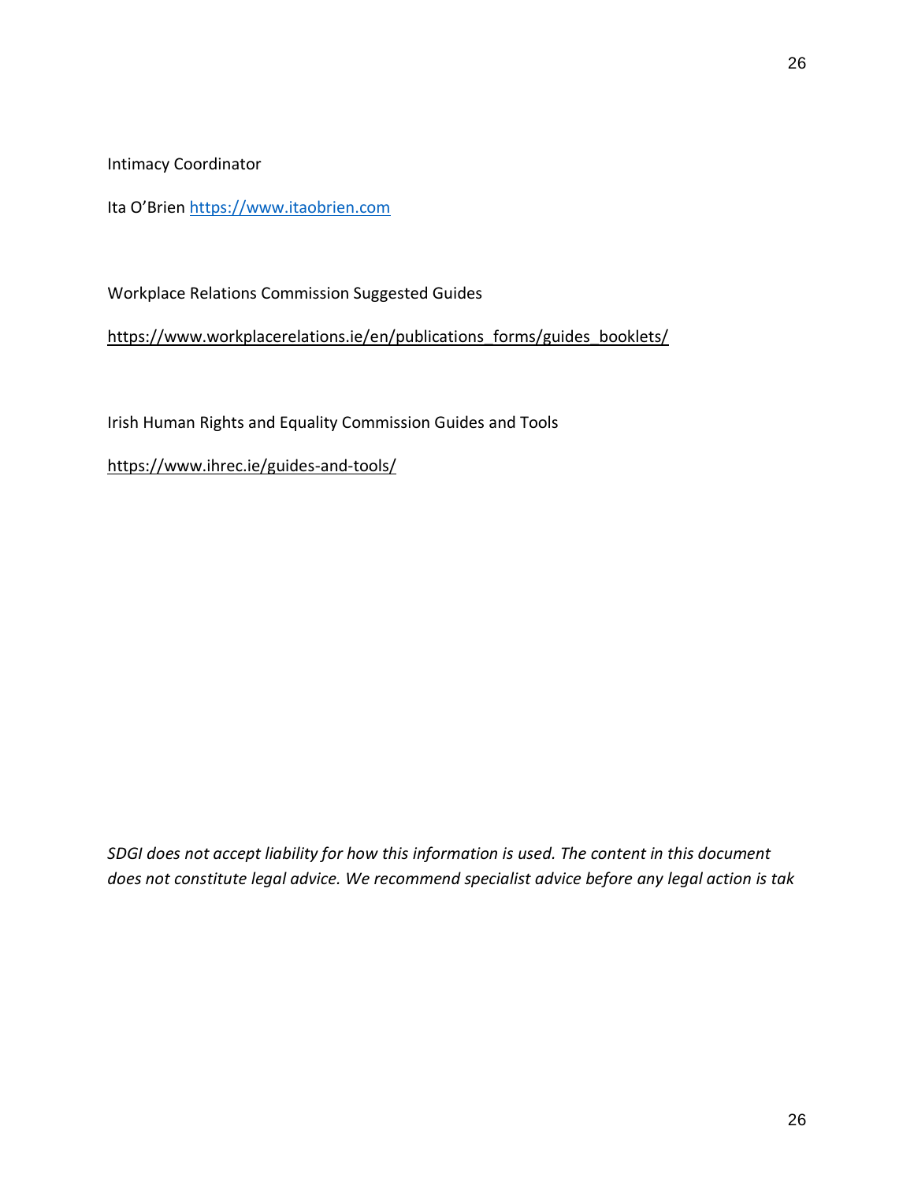Intimacy Coordinator

Ita O'Brien https://www.itaobrien.com

Workplace Relations Commission Suggested Guides

https://www.workplacerelations.ie/en/publications_forms/guides_booklets/

Irish Human Rights and Equality Commission Guides and Tools

https://www.ihrec.ie/guides-and-tools/

*SDGI does not accept liability for how this information is used. The content in this document does not constitute legal advice. We recommend specialist advice before any legal action is tak*